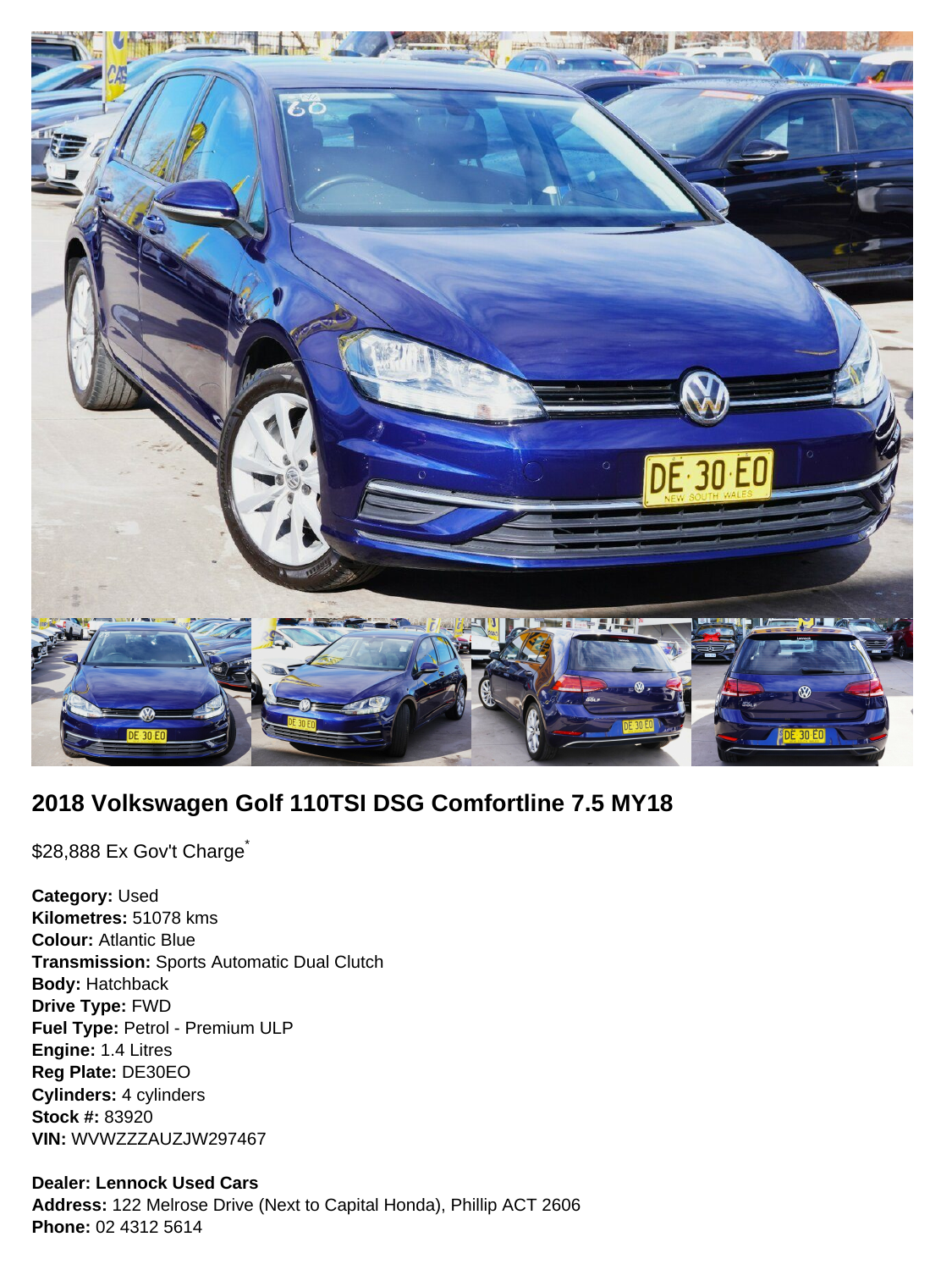## 2018 Volkswagen Golf 110TSI DSG Comfortline 7.5 MY18

$28,888 Ex Gov't Charge*

**Category:** Used
**Kilometres:** 51078 kms
**Colour:** Atlantic Blue
**Transmission:** Sports Automatic Dual Clutch
**Body:** Hatchback
**Drive Type:** FWD
**Fuel Type:** Petrol - Premium ULP
**Engine:** 1.4 Litres
**Reg Plate:** DE30EO
**Cylinders:** 4 cylinders
**Stock #:** 83920
**VIN:** WVWZZZAUZJW297467

**Dealer: Lennock Used Cars**
**Address:** 122 Melrose Drive (Next to Capital Honda), Phillip ACT 2606
**Phone:** 02 4312 5614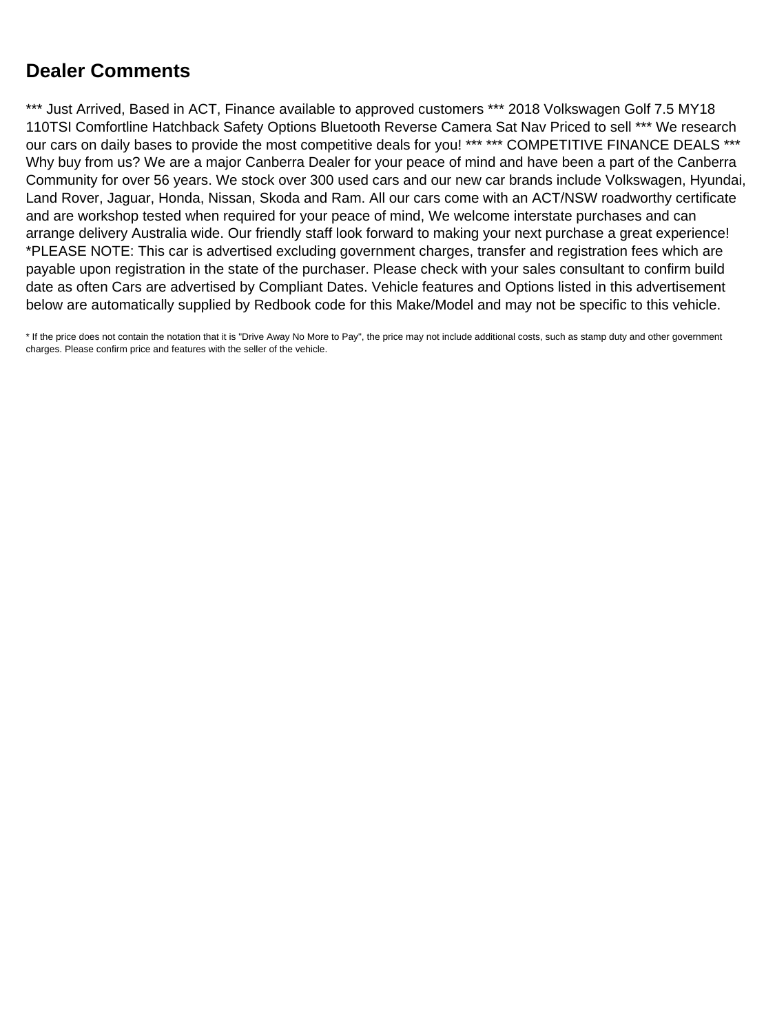## Dealer Comments

*** Just Arrived, Based in ACT, Finance available to approved customers *** 2018 Volkswagen Golf 7.5 MY18 110TSI Comfortline Hatchback Safety Options Bluetooth Reverse Camera Sat Nav Priced to sell *** We research our cars on daily bases to provide the most competitive deals for you! *** *** COMPETITIVE FINANCE DEALS *** Why buy from us? We are a major Canberra Dealer for your peace of mind and have been a part of the Canberra Community for over 56 years. We stock over 300 used cars and our new car brands include Volkswagen, Hyundai, Land Rover, Jaguar, Honda, Nissan, Skoda and Ram. All our cars come with an ACT/NSW roadworthy certificate and are workshop tested when required for your peace of mind, We welcome interstate purchases and can arrange delivery Australia wide. Our friendly staff look forward to making your next purchase a great experience! *PLEASE NOTE: This car is advertised excluding government charges, transfer and registration fees which are payable upon registration in the state of the purchaser. Please check with your sales consultant to confirm build date as often Cars are advertised by Compliant Dates. Vehicle features and Options listed in this advertisement below are automatically supplied by Redbook code for this Make/Model and may not be specific to this vehicle.

* If the price does not contain the notation that it is "Drive Away No More to Pay", the price may not include additional costs, such as stamp duty and other government charges. Please confirm price and features with the seller of the vehicle.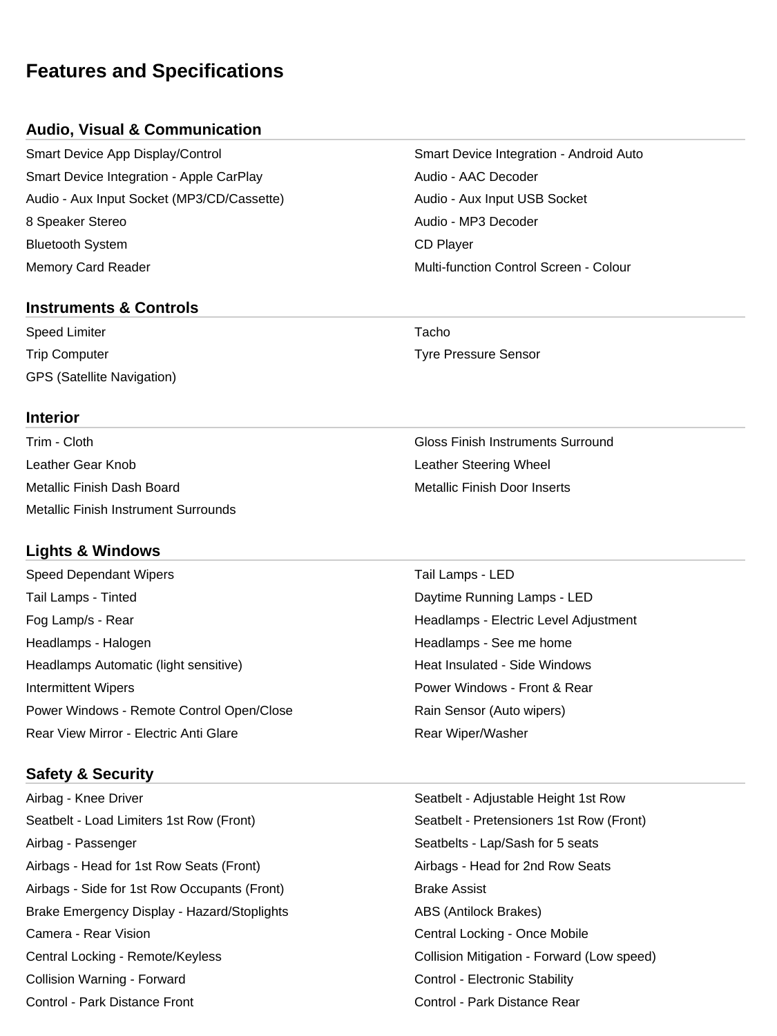# Features and Specifications

## Audio, Visual & Communication

- Smart Device App Display/Control
- Smart Device Integration - Android Auto
- Smart Device Integration - Apple CarPlay
- Audio - AAC Decoder
- Audio - Aux Input Socket (MP3/CD/Cassette)
- Audio - Aux Input USB Socket
- 8 Speaker Stereo
- Audio - MP3 Decoder
- Bluetooth System
- CD Player
- Memory Card Reader
- Multi-function Control Screen - Colour

## Instruments & Controls

- Speed Limiter
- Tacho
- Trip Computer
- Tyre Pressure Sensor
- GPS (Satellite Navigation)

## Interior

- Trim - Cloth
- Gloss Finish Instruments Surround
- Leather Gear Knob
- Leather Steering Wheel
- Metallic Finish Dash Board
- Metallic Finish Door Inserts
- Metallic Finish Instrument Surrounds

## Lights & Windows

- Speed Dependant Wipers
- Tail Lamps - LED
- Tail Lamps - Tinted
- Daytime Running Lamps - LED
- Fog Lamp/s - Rear
- Headlamps - Electric Level Adjustment
- Headlamps - Halogen
- Headlamps - See me home
- Headlamps Automatic (light sensitive)
- Heat Insulated - Side Windows
- Intermittent Wipers
- Power Windows - Front & Rear
- Power Windows - Remote Control Open/Close
- Rain Sensor (Auto wipers)
- Rear View Mirror - Electric Anti Glare
- Rear Wiper/Washer

## Safety & Security

- Airbag - Knee Driver
- Seatbelt - Adjustable Height 1st Row
- Seatbelt - Load Limiters 1st Row (Front)
- Seatbelt - Pretensioners 1st Row (Front)
- Airbag - Passenger
- Seatbelts - Lap/Sash for 5 seats
- Airbags - Head for 1st Row Seats (Front)
- Airbags - Head for 2nd Row Seats
- Airbags - Side for 1st Row Occupants (Front)
- Brake Assist
- Brake Emergency Display - Hazard/Stoplights
- ABS (Antilock Brakes)
- Camera - Rear Vision
- Central Locking - Once Mobile
- Central Locking - Remote/Keyless
- Collision Mitigation - Forward (Low speed)
- Collision Warning - Forward
- Control - Electronic Stability
- Control - Park Distance Front
- Control - Park Distance Rear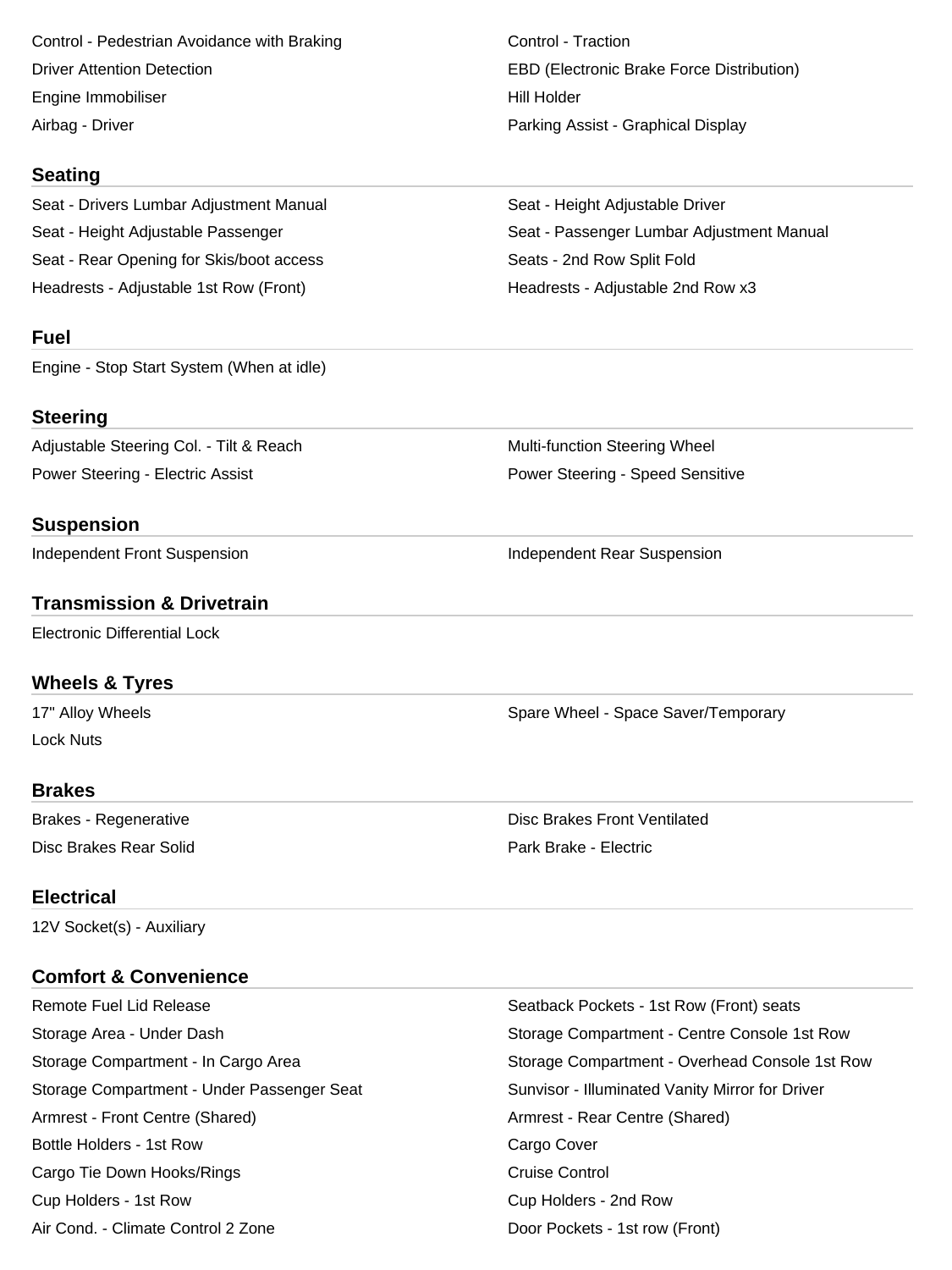Control - Pedestrian Avoidance with Braking
Control - Traction
Driver Attention Detection
EBD (Electronic Brake Force Distribution)
Engine Immobiliser
Hill Holder
Airbag - Driver
Parking Assist - Graphical Display

## Seating

Seat - Drivers Lumbar Adjustment Manual
Seat - Height Adjustable Driver
Seat - Height Adjustable Passenger
Seat - Passenger Lumbar Adjustment Manual
Seat - Rear Opening for Skis/boot access
Seats - 2nd Row Split Fold
Headrests - Adjustable 1st Row (Front)
Headrests - Adjustable 2nd Row x3

## Fuel

Engine - Stop Start System (When at idle)

## Steering

Adjustable Steering Col. - Tilt & Reach
Multi-function Steering Wheel
Power Steering - Electric Assist
Power Steering - Speed Sensitive

## Suspension

Independent Front Suspension
Independent Rear Suspension

## Transmission & Drivetrain

Electronic Differential Lock

## Wheels & Tyres

17" Alloy Wheels
Spare Wheel - Space Saver/Temporary
Lock Nuts

## Brakes

Brakes - Regenerative
Disc Brakes Front Ventilated
Disc Brakes Rear Solid
Park Brake - Electric

## Electrical

12V Socket(s) - Auxiliary

## Comfort & Convenience

Remote Fuel Lid Release
Seatback Pockets - 1st Row (Front) seats
Storage Area - Under Dash
Storage Compartment - Centre Console 1st Row
Storage Compartment - In Cargo Area
Storage Compartment - Overhead Console 1st Row
Storage Compartment - Under Passenger Seat
Sunvisor - Illuminated Vanity Mirror for Driver
Armrest - Front Centre (Shared)
Armrest - Rear Centre (Shared)
Bottle Holders - 1st Row
Cargo Cover
Cargo Tie Down Hooks/Rings
Cruise Control
Cup Holders - 1st Row
Cup Holders - 2nd Row
Air Cond. - Climate Control 2 Zone
Door Pockets - 1st row (Front)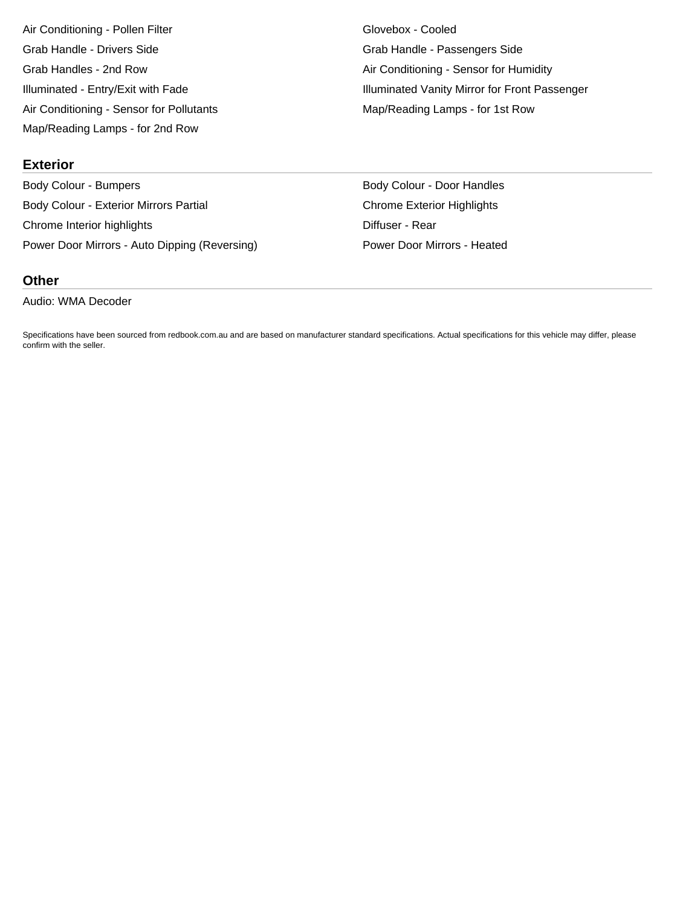Air Conditioning - Pollen Filter

Glovebox - Cooled

Grab Handle - Drivers Side

Grab Handle - Passengers Side

Grab Handles - 2nd Row

Air Conditioning - Sensor for Humidity

Illuminated - Entry/Exit with Fade

Illuminated Vanity Mirror for Front Passenger

Air Conditioning - Sensor for Pollutants

Map/Reading Lamps - for 1st Row

Map/Reading Lamps - for 2nd Row

## Exterior

Body Colour - Bumpers

Body Colour - Door Handles

Body Colour - Exterior Mirrors Partial

Chrome Exterior Highlights

Chrome Interior highlights

Diffuser - Rear

Power Door Mirrors - Auto Dipping (Reversing)

Power Door Mirrors - Heated

## Other

Audio: WMA Decoder

Specifications have been sourced from redbook.com.au and are based on manufacturer standard specifications. Actual specifications for this vehicle may differ, please confirm with the seller.